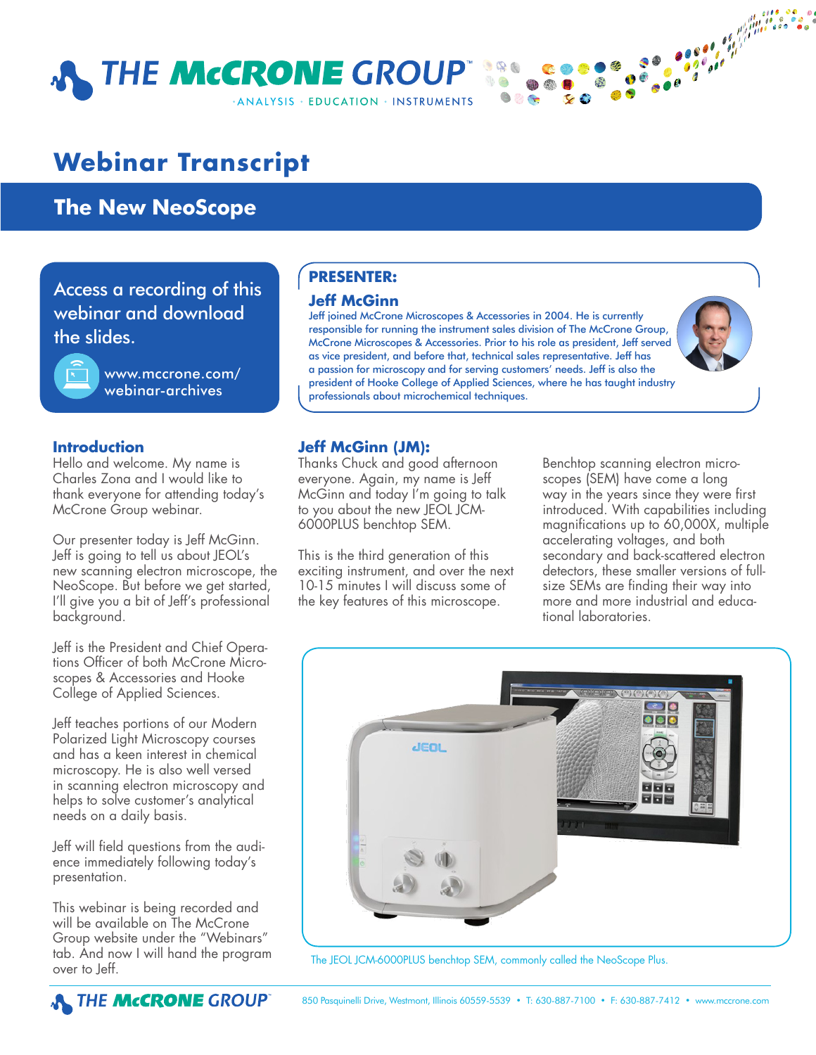# Webinar Transcript

## The New NeoScope

Access a recording of this webinar and download the slides.

www.mccrone.com/webinar-archives

**PRESENTER:**

### Jeff McGinn

Jeff joined McCrone Microscopes & Accessories in 2004. He is currently responsible for running the instrument sales division of The McCrone Group, McCrone Microscopes & Accessories. Prior to his role as president, Jeff served as vice president, and before that, technical sales representative. Jeff has a passion for microscopy and for serving customers' needs. Jeff is also the president of Hooke College of Applied Sciences, where he has taught industry professionals about microchemical techniques.

### Introduction

Hello and welcome. My name is Charles Zona and I would like to thank everyone for attending today's McCrone Group webinar.

Our presenter today is Jeff McGinn. Jeff is going to tell us about JEOL's new scanning electron microscope, the NeoScope. But before we get started, I'll give you a bit of Jeff's professional background.

Jeff is the President and Chief Operations Officer of both McCrone Microscopes & Accessories and Hooke College of Applied Sciences.

Jeff teaches portions of our Modern Polarized Light Microscopy courses and has a keen interest in chemical microscopy. He is also well versed in scanning electron microscopy and helps to solve customer's analytical needs on a daily basis.

Jeff will field questions from the audience immediately following today's presentation.

This webinar is being recorded and will be available on The McCrone Group website under the "Webinars" tab. And now I will hand the program over to Jeff.

### Jeff McGinn (JM):

Thanks Chuck and good afternoon everyone. Again, my name is Jeff McGinn and today I'm going to talk to you about the new JEOL JCM-6000PLUS benchtop SEM.

This is the third generation of this exciting instrument, and over the next 10-15 minutes I will discuss some of the key features of this microscope.

Benchtop scanning electron microscopes (SEM) have come a long way in the years since they were first introduced. With capabilities including magnifications up to 60,000X, multiple accelerating voltages, and both secondary and back-scattered electron detectors, these smaller versions of full-size SEMs are finding their way into more and more industrial and educational laboratories.

The JEOL JCM-6000PLUS benchtop SEM, commonly called the NeoScope Plus.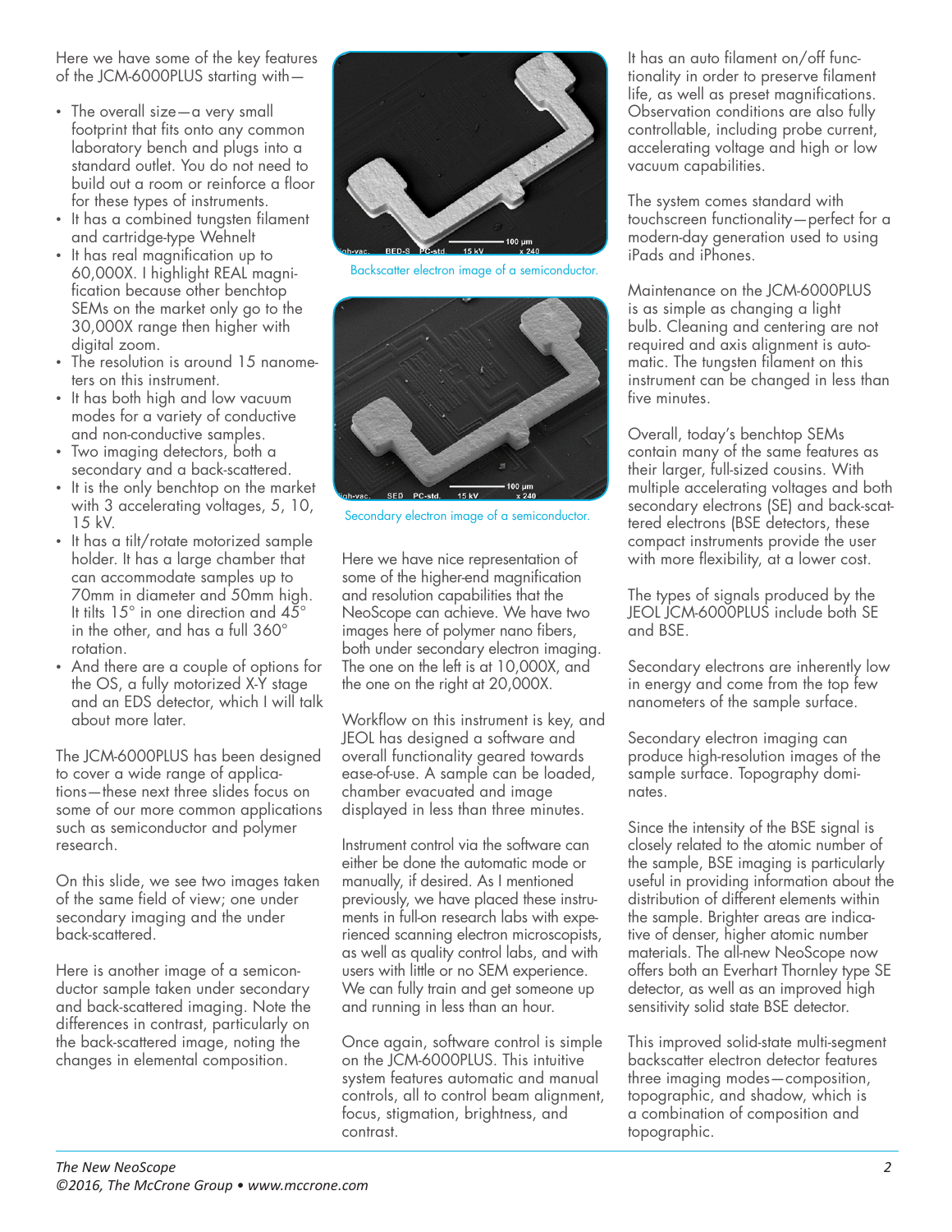Here we have some of the key features of the JCM-6000PLUS starting with—

- The overall size—a very small footprint that fits onto any common laboratory bench and plugs into a standard outlet. You do not need to build out a room or reinforce a floor for these types of instruments.
- It has a combined tungsten filament and cartridge-type Wehnelt
- It has real magnification up to 60,000X. I highlight REAL magnification because other benchtop SEMs on the market only go to the 30,000X range then higher with digital zoom.
- The resolution is around 15 nanometers on this instrument.
- It has both high and low vacuum modes for a variety of conductive and non-conductive samples.
- Two imaging detectors, both a secondary and a back-scattered.
- It is the only benchtop on the market with 3 accelerating voltages, 5, 10, 15 kV.
- It has a tilt/rotate motorized sample holder. It has a large chamber that can accommodate samples up to 70mm in diameter and 50mm high. It tilts 15° in one direction and 45° in the other, and has a full 360° rotation.
- And there are a couple of options for the OS, a fully motorized X-Y stage and an EDS detector, which I will talk about more later.

The JCM-6000PLUS has been designed to cover a wide range of applications—these next three slides focus on some of our more common applications such as semiconductor and polymer research.

On this slide, we see two images taken of the same field of view; one under secondary imaging and the under back-scattered.

Here is another image of a semiconductor sample taken under secondary and back-scattered imaging. Note the differences in contrast, particularly on the back-scattered image, noting the changes in elemental composition.

Backscatter electron image of a semiconductor.

Secondary electron image of a semiconductor.

Here we have nice representation of some of the higher-end magnification and resolution capabilities that the NeoScope can achieve. We have two images here of polymer nano fibers, both under secondary electron imaging. The one on the left is at 10,000X, and the one on the right at 20,000X.

Workflow on this instrument is key, and JEOL has designed a software and overall functionality geared towards ease-of-use. A sample can be loaded, chamber evacuated and image displayed in less than three minutes.

Instrument control via the software can either be done the automatic mode or manually, if desired. As I mentioned previously, we have placed these instruments in full-on research labs with experienced scanning electron microscopists, as well as quality control labs, and with users with little or no SEM experience. We can fully train and get someone up and running in less than an hour.

Once again, software control is simple on the JCM-6000PLUS. This intuitive system features automatic and manual controls, all to control beam alignment, focus, stigmation, brightness, and contrast.

It has an auto filament on/off functionality in order to preserve filament life, as well as preset magnifications. Observation conditions are also fully controllable, including probe current, accelerating voltage and high or low vacuum capabilities.

The system comes standard with touchscreen functionality—perfect for a modern-day generation used to using iPads and iPhones.

Maintenance on the JCM-6000PLUS is as simple as changing a light bulb. Cleaning and centering are not required and axis alignment is automatic. The tungsten filament on this instrument can be changed in less than five minutes.

Overall, today's benchtop SEMs contain many of the same features as their larger, full-sized cousins. With multiple accelerating voltages and both secondary electrons (SE) and back-scattered electrons (BSE detectors, these compact instruments provide the user with more flexibility, at a lower cost.

The types of signals produced by the JEOL JCM-6000PLUS include both SE and BSE.

Secondary electrons are inherently low in energy and come from the top few nanometers of the sample surface.

Secondary electron imaging can produce high-resolution images of the sample surface. Topography dominates.

Since the intensity of the BSE signal is closely related to the atomic number of the sample, BSE imaging is particularly useful in providing information about the distribution of different elements within the sample. Brighter areas are indicative of denser, higher atomic number materials. The all-new NeoScope now offers both an Everhart Thornley type SE detector, as well as an improved high sensitivity solid state BSE detector.

This improved solid-state multi-segment backscatter electron detector features three imaging modes—composition, topographic, and shadow, which is a combination of composition and topographic.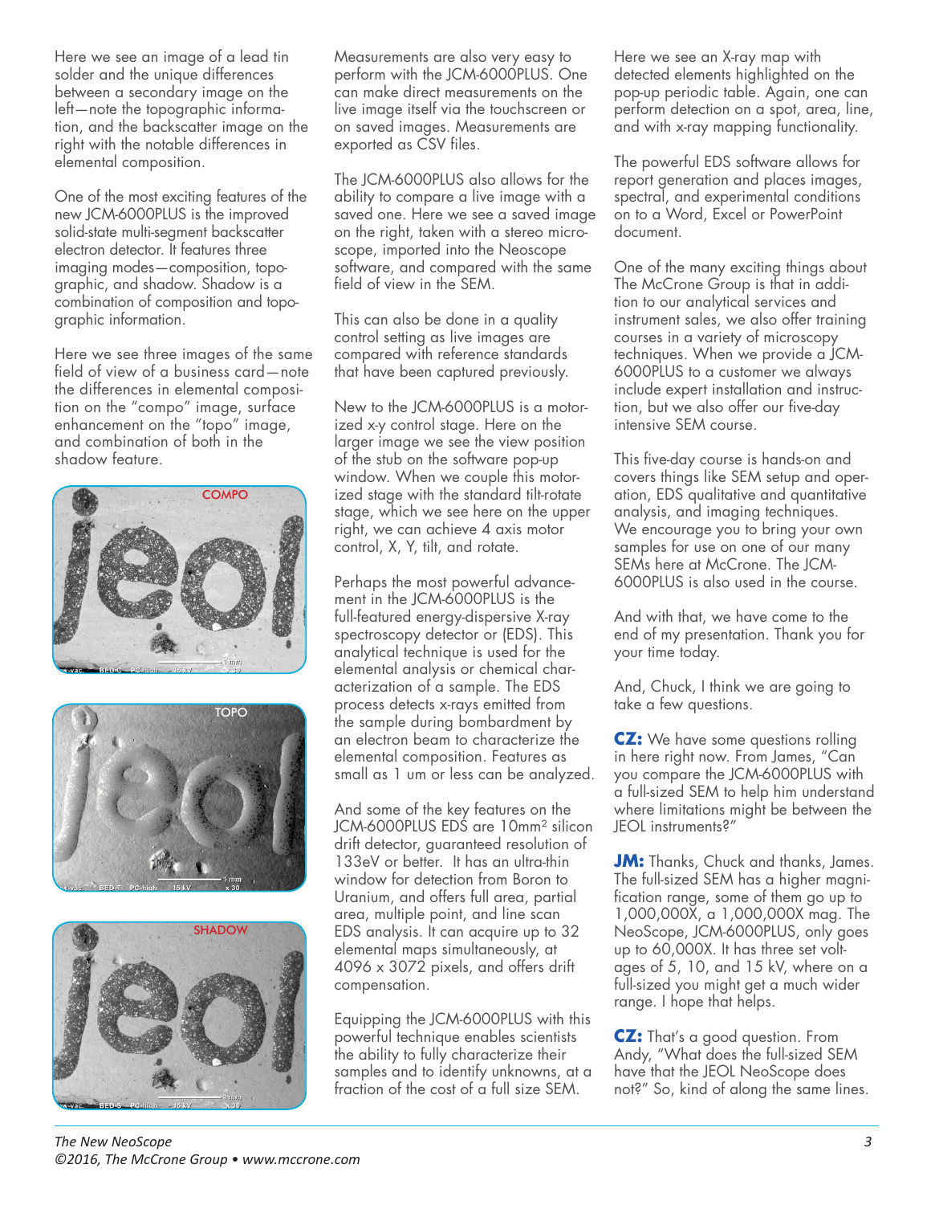Here we see an image of a lead tin solder and the unique differences between a secondary image on the left—note the topographic information, and the backscatter image on the right with the notable differences in elemental composition.

One of the most exciting features of the new JCM-6000PLUS is the improved solid-state multi-segment backscatter electron detector. It features three imaging modes—composition, topographic, and shadow. Shadow is a combination of composition and topographic information.

Here we see three images of the same field of view of a business card—note the differences in elemental composition on the "compo" image, surface enhancement on the "topo" image, and combination of both in the shadow feature.

COMPO

TOPO

SHADOW

Measurements are also very easy to perform with the JCM-6000PLUS. One can make direct measurements on the live image itself via the touchscreen or on saved images. Measurements are exported as CSV files.

The JCM-6000PLUS also allows for the ability to compare a live image with a saved one. Here we see a saved image on the right, taken with a stereo microscope, imported into the Neoscope software, and compared with the same field of view in the SEM.

This can also be done in a quality control setting as live images are compared with reference standards that have been captured previously.

New to the JCM-6000PLUS is a motorized x-y control stage. Here on the larger image we see the view position of the stub on the software pop-up window. When we couple this motorized stage with the standard tilt-rotate stage, which we see here on the upper right, we can achieve 4 axis motor control, X, Y, tilt, and rotate.

Perhaps the most powerful advancement in the JCM-6000PLUS is the full-featured energy-dispersive X-ray spectroscopy detector or (EDS). This analytical technique is used for the elemental analysis or chemical characterization of a sample. The EDS process detects x-rays emitted from the sample during bombardment by an electron beam to characterize the elemental composition. Features as small as 1 um or less can be analyzed.

And some of the key features on the JCM-6000PLUS EDS are 10mm$^2$ silicon drift detector, guaranteed resolution of 133eV or better. It has an ultra-thin window for detection from Boron to Uranium, and offers full area, partial area, multiple point, and line scan EDS analysis. It can acquire up to 32 elemental maps simultaneously, at 4096 x 3072 pixels, and offers drift compensation.

Equipping the JCM-6000PLUS with this powerful technique enables scientists the ability to fully characterize their samples and to identify unknowns, at a fraction of the cost of a full size SEM.

Here we see an X-ray map with detected elements highlighted on the pop-up periodic table. Again, one can perform detection on a spot, area, line, and with x-ray mapping functionality.

The powerful EDS software allows for report generation and places images, spectral, and experimental conditions on to a Word, Excel or PowerPoint document.

One of the many exciting things about The McCrone Group is that in addition to our analytical services and instrument sales, we also offer training courses in a variety of microscopy techniques. When we provide a JCM-6000PLUS to a customer we always include expert installation and instruction, but we also offer our five-day intensive SEM course.

This five-day course is hands-on and covers things like SEM setup and operation, EDS qualitative and quantitative analysis, and imaging techniques. We encourage you to bring your own samples for use on one of our many SEMs here at McCrone. The JCM-6000PLUS is also used in the course.

And with that, we have come to the end of my presentation. Thank you for your time today.

And, Chuck, I think we are going to take a few questions.

**CZ:** We have some questions rolling in here right now. From James, "Can you compare the JCM-6000PLUS with a full-sized SEM to help him understand where limitations might be between the JEOL instruments?"

**JM:** Thanks, Chuck and thanks, James. The full-sized SEM has a higher magnification range, some of them go up to 1,000,000X, a 1,000,000X mag. The NeoScope, JCM-6000PLUS, only goes up to 60,000X. It has three set voltages of 5, 10, and 15 kV, where on a full-sized you might get a much wider range. I hope that helps.

**CZ:** That's a good question. From Andy, "What does the full-sized SEM have that the JEOL NeoScope does not?" So, kind of along the same lines.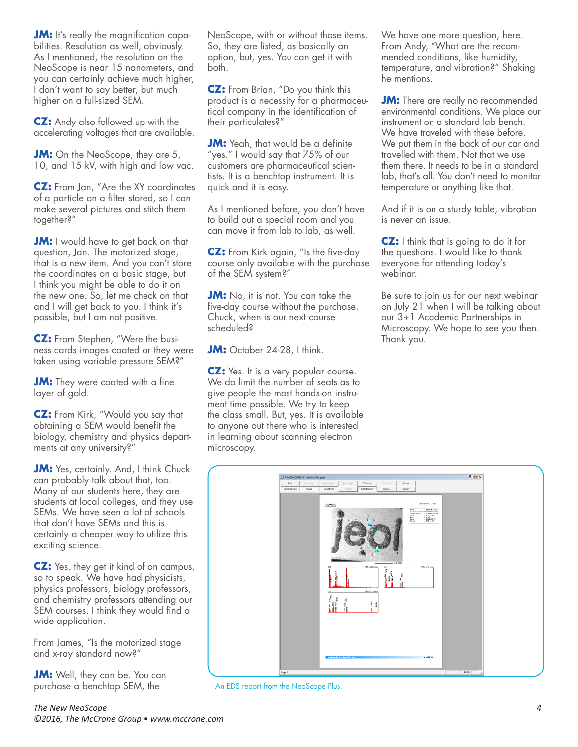**JM:** It's really the magnification capabilities. Resolution as well, obviously. As I mentioned, the resolution on the NeoScope is near 15 nanometers, and you can certainly achieve much higher, I don't want to say better, but much higher on a full-sized SEM.

**CZ:** Andy also followed up with the accelerating voltages that are available.

**JM:** On the NeoScope, they are 5, 10, and 15 kV, with high and low vac.

**CZ:** From Jan, "Are the XY coordinates of a particle on a filter stored, so I can make several pictures and stitch them together?"

**JM:** I would have to get back on that question, Jan. The motorized stage, that is a new item. And you can't store the coordinates on a basic stage, but I think you might be able to do it on the new one. So, let me check on that and I will get back to you. I think it's possible, but I am not positive.

**CZ:** From Stephen, "Were the business cards images coated or they were taken using variable pressure SEM?"

**JM:** They were coated with a fine layer of gold.

**CZ:** From Kirk, "Would you say that obtaining a SEM would benefit the biology, chemistry and physics departments at any university?"

**JM:** Yes, certainly. And, I think Chuck can probably talk about that, too. Many of our students here, they are students at local colleges, and they use SEMs. We have seen a lot of schools that don't have SEMs and this is certainly a cheaper way to utilize this exciting science.

**CZ:** Yes, they get it kind of on campus, so to speak. We have had physicists, physics professors, biology professors, and chemistry professors attending our SEM courses. I think they would find a wide application.

From James, "Is the motorized stage and x-ray standard now?"

**JM:** Well, they can be. You can purchase a benchtop SEM, the NeoScope, with or without those items. So, they are listed, as basically an option, but, yes. You can get it with both.

**CZ:** From Brian, "Do you think this product is a necessity for a pharmaceutical company in the identification of their particulates?"

**JM:** Yeah, that would be a definite "yes." I would say that 75% of our customers are pharmaceutical scientists. It is a benchtop instrument. It is quick and it is easy.

As I mentioned before, you don't have to build out a special room and you can move it from lab to lab, as well.

**CZ:** From Kirk again, "Is the five-day course only available with the purchase of the SEM system?"

**JM:** No, it is not. You can take the five-day course without the purchase. Chuck, when is our next course scheduled?

**JM:** October 24-28, I think.

**CZ:** Yes. It is a very popular course. We do limit the number of seats as to give people the most hands-on instrument time possible. We try to keep the class small. But, yes. It is available to anyone out there who is interested in learning about scanning electron microscopy.

We have one more question, here. From Andy, "What are the recommended conditions, like humidity, temperature, and vibration?" Shaking he mentions.

**JM:** There are really no recommended environmental conditions. We place our instrument on a standard lab bench. We have traveled with these before. We put them in the back of our car and travelled with them. Not that we use them there. It needs to be in a standard lab, that's all. You don't need to monitor temperature or anything like that.

And if it is on a sturdy table, vibration is never an issue.

**CZ:** I think that is going to do it for the questions. I would like to thank everyone for attending today's webinar.

Be sure to join us for our next webinar on July 21 when I will be talking about our 3+1 Academic Partnerships in Microscopy. We hope to see you then. Thank you.

An EDS report from the NeoScope Plus.

*The New NeoScope*
*©2016, The McCrone Group • www.mccrone.com*